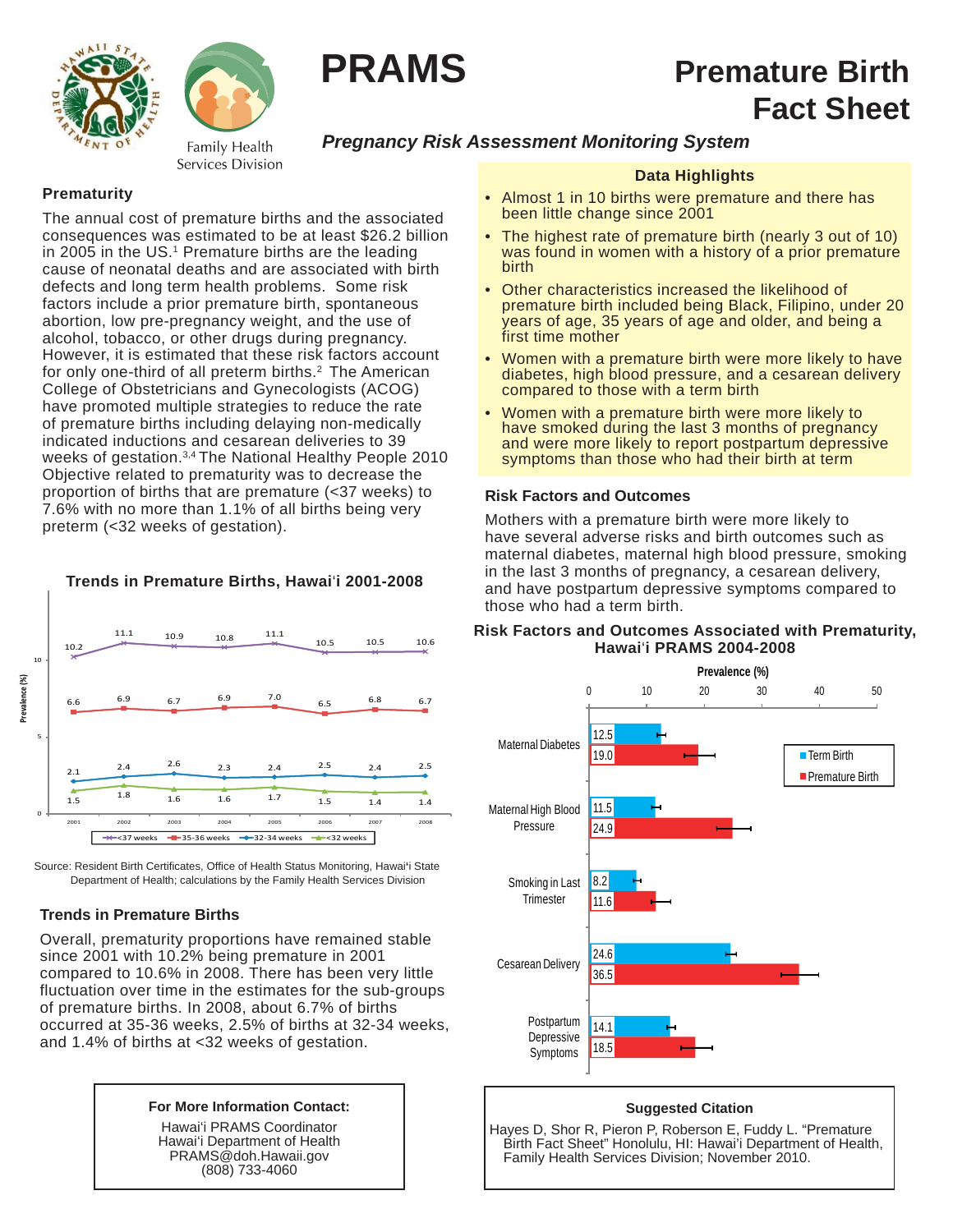# PRAMS

# Premature Birth Fact Sheet

Family Health Services Division

***Pregnancy Risk Assessment Monitoring System***

## Prematurity

The annual cost of premature births and the associated consequences was estimated to be at least $26.2 billion in 2005 in the US.[1] Premature births are the leading cause of neonatal deaths and are associated with birth defects and long term health problems. Some risk factors include a prior premature birth, spontaneous abortion, low pre-pregnancy weight, and the use of alcohol, tobacco, or other drugs during pregnancy. However, it is estimated that these risk factors account for only one-third of all preterm births.[2] The American College of Obstetricians and Gynecologists (ACOG) have promoted multiple strategies to reduce the rate of premature births including delaying non-medically indicated inductions and cesarean deliveries to 39 weeks of gestation.[3,4] The National Healthy People 2010 Objective related to prematurity was to decrease the proportion of births that are premature (<37 weeks) to 7.6% with no more than 1.1% of all births being very preterm (<32 weeks of gestation).

### Trends in Premature Births, Hawai'i 2001-2008

| Year | <37 weeks | 35-36 weeks | 32-34 weeks | <32 weeks |
|---|---|---|---|---|
| 2001 | 10.2 | 6.6 | 2.1 | 1.5 |
| 2002 | 11.1 | 6.9 | 2.4 | 1.8 |
| 2003 | 10.9 | 6.7 | 2.6 | 1.6 |
| 2004 | 10.8 | 6.9 | 2.3 | 1.6 |
| 2005 | 11.1 | 7.0 | 2.4 | 1.7 |
| 2006 | 10.5 | 6.5 | 2.5 | 1.5 |
| 2007 | 10.5 | 6.8 | 2.4 | 1.4 |
| 2008 | 10.6 | 6.7 | 2.5 | 1.4 |

Prevalence (%)

Source: Resident Birth Certificates, Office of Health Status Monitoring, Hawai'i State Department of Health; calculations by the Family Health Services Division

## Trends in Premature Births

Overall, prematurity proportions have remained stable since 2001 with 10.2% being premature in 2001 compared to 10.6% in 2008. There has been very little fluctuation over time in the estimates for the sub-groups of premature births. In 2008, about 6.7% of births occurred at 35-36 weeks, 2.5% of births at 32-34 weeks, and 1.4% of births at <32 weeks of gestation.

**For More Information Contact:**

Hawai'i PRAMS Coordinator
Hawai'i Department of Health
PRAMS@doh.Hawaii.gov
(808) 733-4060

## Data Highlights

- Almost 1 in 10 births were premature and there has been little change since 2001
- The highest rate of premature birth (nearly 3 out of 10) was found in women with a history of a prior premature birth
- Other characteristics increased the likelihood of premature birth included being Black, Filipino, under 20 years of age, 35 years of age and older, and being a first time mother
- Women with a premature birth were more likely to have diabetes, high blood pressure, and a cesarean delivery compared to those with a term birth
- Women with a premature birth were more likely to have smoked during the last 3 months of pregnancy and were more likely to report postpartum depressive symptoms than those who had their birth at term

## Risk Factors and Outcomes

Mothers with a premature birth were more likely to have several adverse risks and birth outcomes such as maternal diabetes, maternal high blood pressure, smoking in the last 3 months of pregnancy, a cesarean delivery, and have postpartum depressive symptoms compared to those who had a term birth.

### Risk Factors and Outcomes Associated with Prematurity, Hawai'i PRAMS 2004-2008

| Prevalence (%) | Term Birth | Premature Birth |
|---|---|---|
| Maternal Diabetes | 12.5 | 19.0 |
| Maternal High Blood Pressure | 11.5 | 24.9 |
| Smoking in Last Trimester | 8.2 | 11.6 |
| Cesarean Delivery | 24.6 | 36.5 |
| Postpartum Depressive Symptoms | 14.1 | 18.5 |

**Suggested Citation**

Hayes D, Shor R, Pieron P, Roberson E, Fuddy L. "Premature Birth Fact Sheet" Honolulu, HI: Hawai'i Department of Health, Family Health Services Division; November 2010.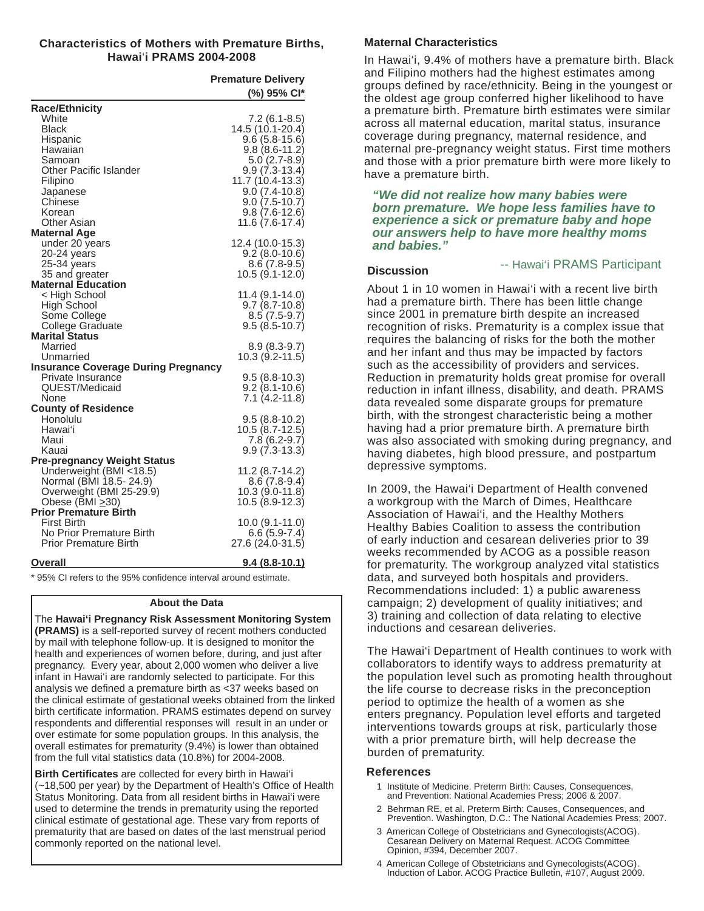## Characteristics of Mothers with Premature Births, Hawai'i PRAMS 2004-2008

| | Premature Delivery (%) 95% CI* |
|---|---|
| **Race/Ethnicity** | |
| White | 7.2 (6.1-8.5) |
| Black | 14.5 (10.1-20.4) |
| Hispanic | 9.6 (5.8-15.6) |
| Hawaiian | 9.8 (8.6-11.2) |
| Samoan | 5.0 (2.7-8.9) |
| Other Pacific Islander | 9.9 (7.3-13.4) |
| Filipino | 11.7 (10.4-13.3) |
| Japanese | 9.0 (7.4-10.8) |
| Chinese | 9.0 (7.5-10.7) |
| Korean | 9.8 (7.6-12.6) |
| Other Asian | 11.6 (7.6-17.4) |
| **Maternal Age** | |
| under 20 years | 12.4 (10.0-15.3) |
| 20-24 years | 9.2 (8.0-10.6) |
| 25-34 years | 8.6 (7.8-9.5) |
| 35 and greater | 10.5 (9.1-12.0) |
| **Maternal Education** | |
| < High School | 11.4 (9.1-14.0) |
| High School | 9.7 (8.7-10.8) |
| Some College | 8.5 (7.5-9.7) |
| College Graduate | 9.5 (8.5-10.7) |
| **Marital Status** | |
| Married | 8.9 (8.3-9.7) |
| Unmarried | 10.3 (9.2-11.5) |
| **Insurance Coverage During Pregnancy** | |
| Private Insurance | 9.5 (8.8-10.3) |
| QUEST/Medicaid | 9.2 (8.1-10.6) |
| None | 7.1 (4.2-11.8) |
| **County of Residence** | |
| Honolulu | 9.5 (8.8-10.2) |
| Hawai'i | 10.5 (8.7-12.5) |
| Maui | 7.8 (6.2-9.7) |
| Kauai | 9.9 (7.3-13.3) |
| **Pre-pregnancy Weight Status** | |
| Underweight (BMI <18.5) | 11.2 (8.7-14.2) |
| Normal (BMI 18.5- 24.9) | 8.6 (7.8-9.4) |
| Overweight (BMI 25-29.9) | 10.3 (9.0-11.8) |
| Obese (BMI ≥30) | 10.5 (8.9-12.3) |
| **Prior Premature Birth** | |
| First Birth | 10.0 (9.1-11.0) |
| No Prior Premature Birth | 6.6 (5.9-7.4) |
| Prior Premature Birth | 27.6 (24.0-31.5) |
| **Overall** | **9.4 (8.8-10.1)** |

\* 95% CI refers to the 95% confidence interval around estimate.

### About the Data

The **Hawai'i Pregnancy Risk Assessment Monitoring System (PRAMS)** is a self-reported survey of recent mothers conducted by mail with telephone follow-up. It is designed to monitor the health and experiences of women before, during, and just after pregnancy. Every year, about 2,000 women who deliver a live infant in Hawai'i are randomly selected to participate. For this analysis we defined a premature birth as <37 weeks based on the clinical estimate of gestational weeks obtained from the linked birth certificate information. PRAMS estimates depend on survey respondents and differential responses will result in an under or over estimate for some population groups. In this analysis, the overall estimates for prematurity (9.4%) is lower than obtained from the full vital statistics data (10.8%) for 2004-2008.

**Birth Certificates** are collected for every birth in Hawai'i (~18,500 per year) by the Department of Health's Office of Health Status Monitoring. Data from all resident births in Hawai'i were used to determine the trends in prematurity using the reported clinical estimate of gestational age. These vary from reports of prematurity that are based on dates of the last menstrual period commonly reported on the national level.

### Maternal Characteristics

In Hawai'i, 9.4% of mothers have a premature birth. Black and Filipino mothers had the highest estimates among groups defined by race/ethnicity. Being in the youngest or the oldest age group conferred higher likelihood to have a premature birth. Premature birth estimates were similar across all maternal education, marital status, insurance coverage during pregnancy, maternal residence, and maternal pre-pregnancy weight status. First time mothers and those with a prior premature birth were more likely to have a premature birth.

***"We did not realize how many babies were born premature. We hope less families have to experience a sick or premature baby and hope our answers help to have more healthy moms and babies."***

-- Hawai'i PRAMS Participant

### Discussion

About 1 in 10 women in Hawai'i with a recent live birth had a premature birth. There has been little change since 2001 in premature birth despite an increased recognition of risks. Prematurity is a complex issue that requires the balancing of risks for the both the mother and her infant and thus may be impacted by factors such as the accessibility of providers and services. Reduction in prematurity holds great promise for overall reduction in infant illness, disability, and death. PRAMS data revealed some disparate groups for premature birth, with the strongest characteristic being a mother having had a prior premature birth. A premature birth was also associated with smoking during pregnancy, and having diabetes, high blood pressure, and postpartum depressive symptoms.

In 2009, the Hawai'i Department of Health convened a workgroup with the March of Dimes, Healthcare Association of Hawai'i, and the Healthy Mothers Healthy Babies Coalition to assess the contribution of early induction and cesarean deliveries prior to 39 weeks recommended by ACOG as a possible reason for prematurity. The workgroup analyzed vital statistics data, and surveyed both hospitals and providers. Recommendations included: 1) a public awareness campaign; 2) development of quality initiatives; and 3) training and collection of data relating to elective inductions and cesarean deliveries.

The Hawai'i Department of Health continues to work with collaborators to identify ways to address prematurity at the population level such as promoting health throughout the life course to decrease risks in the preconception period to optimize the health of a women as she enters pregnancy. Population level efforts and targeted interventions towards groups at risk, particularly those with a prior premature birth, will help decrease the burden of prematurity.

### References

1. Institute of Medicine. Preterm Birth: Causes, Consequences, and Prevention: National Academies Press; 2006 & 2007.
2. Behrman RE, et al. Preterm Birth: Causes, Consequences, and Prevention. Washington, D.C.: The National Academies Press; 2007.
3. American College of Obstetricians and Gynecologists(ACOG). Cesarean Delivery on Maternal Request. ACOG Committee Opinion, #394, December 2007.
4. American College of Obstetricians and Gynecologists(ACOG). Induction of Labor. ACOG Practice Bulletin, #107, August 2009.